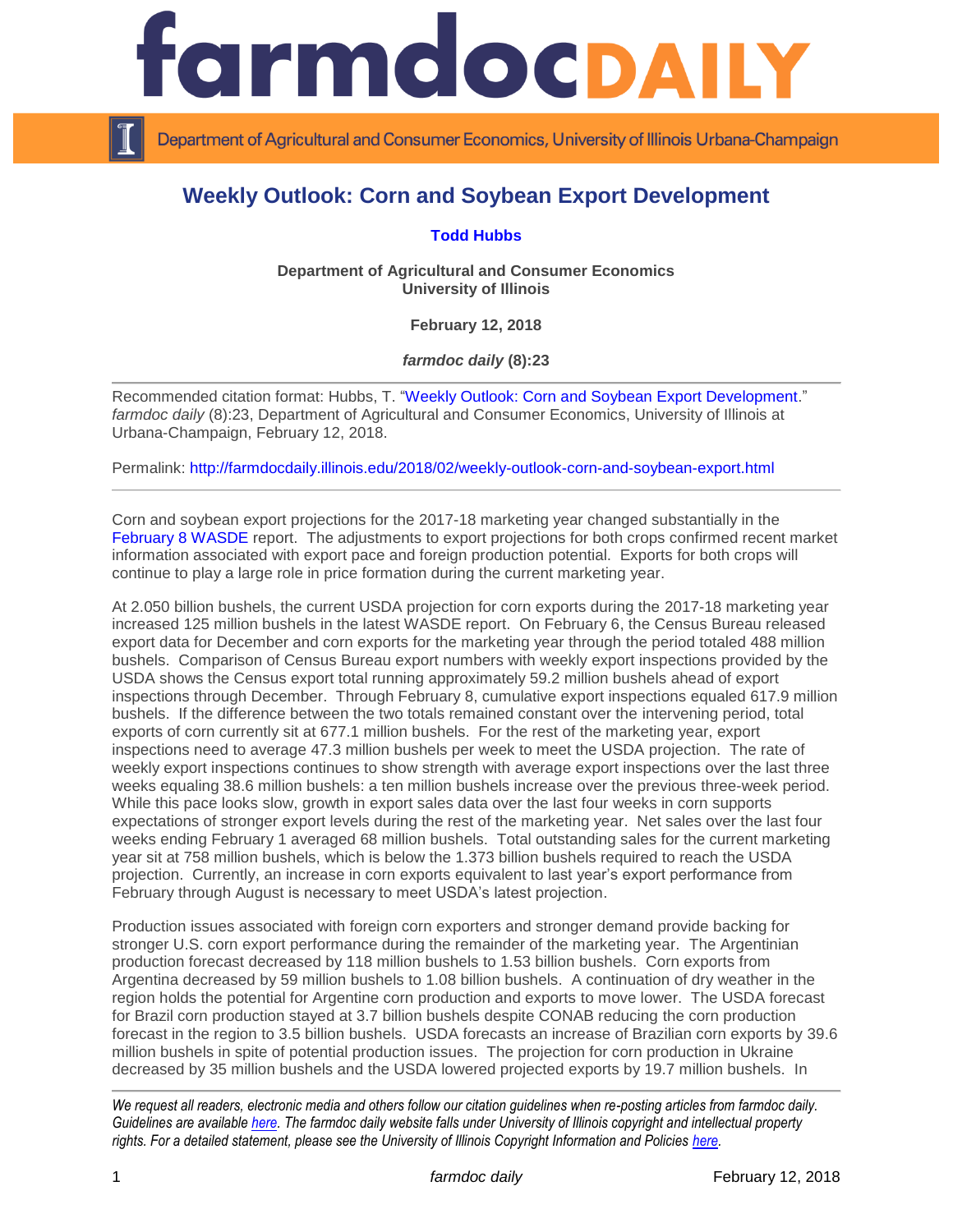# farmdoc DAILY

Department of Agricultural and Consumer Economics, University of Illinois Urbana-Champaign

## Weekly Outlook: Corn and Soybean Export Development

**Todd Hubbs**

**Department of Agricultural and Consumer Economics**
**University of Illinois**

**February 12, 2018**

***farmdoc daily* (8):23**

Recommended citation format: Hubbs, T. "Weekly Outlook: Corn and Soybean Export Development." *farmdoc daily* (8):23, Department of Agricultural and Consumer Economics, University of Illinois at Urbana-Champaign, February 12, 2018.

Permalink: http://farmdocdaily.illinois.edu/2018/02/weekly-outlook-corn-and-soybean-export.html

---

Corn and soybean export projections for the 2017-18 marketing year changed substantially in the February 8 WASDE report. The adjustments to export projections for both crops confirmed recent market information associated with export pace and foreign production potential. Exports for both crops will continue to play a large role in price formation during the current marketing year.

At 2.050 billion bushels, the current USDA projection for corn exports during the 2017-18 marketing year increased 125 million bushels in the latest WASDE report. On February 6, the Census Bureau released export data for December and corn exports for the marketing year through the period totaled 488 million bushels. Comparison of Census Bureau export numbers with weekly export inspections provided by the USDA shows the Census export total running approximately 59.2 million bushels ahead of export inspections through December. Through February 8, cumulative export inspections equaled 617.9 million bushels. If the difference between the two totals remained constant over the intervening period, total exports of corn currently sit at 677.1 million bushels. For the rest of the marketing year, export inspections need to average 47.3 million bushels per week to meet the USDA projection. The rate of weekly export inspections continues to show strength with average export inspections over the last three weeks equaling 38.6 million bushels: a ten million bushels increase over the previous three-week period. While this pace looks slow, growth in export sales data over the last four weeks in corn supports expectations of stronger export levels during the rest of the marketing year. Net sales over the last four weeks ending February 1 averaged 68 million bushels. Total outstanding sales for the current marketing year sit at 758 million bushels, which is below the 1.373 billion bushels required to reach the USDA projection. Currently, an increase in corn exports equivalent to last year's export performance from February through August is necessary to meet USDA's latest projection.

Production issues associated with foreign corn exporters and stronger demand provide backing for stronger U.S. corn export performance during the remainder of the marketing year. The Argentinian production forecast decreased by 118 million bushels to 1.53 billion bushels. Corn exports from Argentina decreased by 59 million bushels to 1.08 billion bushels. A continuation of dry weather in the region holds the potential for Argentine corn production and exports to move lower. The USDA forecast for Brazil corn production stayed at 3.7 billion bushels despite CONAB reducing the corn production forecast in the region to 3.5 billion bushels. USDA forecasts an increase of Brazilian corn exports by 39.6 million bushels in spite of potential production issues. The projection for corn production in Ukraine decreased by 35 million bushels and the USDA lowered projected exports by 19.7 million bushels. In

---

*We request all readers, electronic media and others follow our citation guidelines when re-posting articles from farmdoc daily. Guidelines are available here. The farmdoc daily website falls under University of Illinois copyright and intellectual property rights. For a detailed statement, please see the University of Illinois Copyright Information and Policies here.*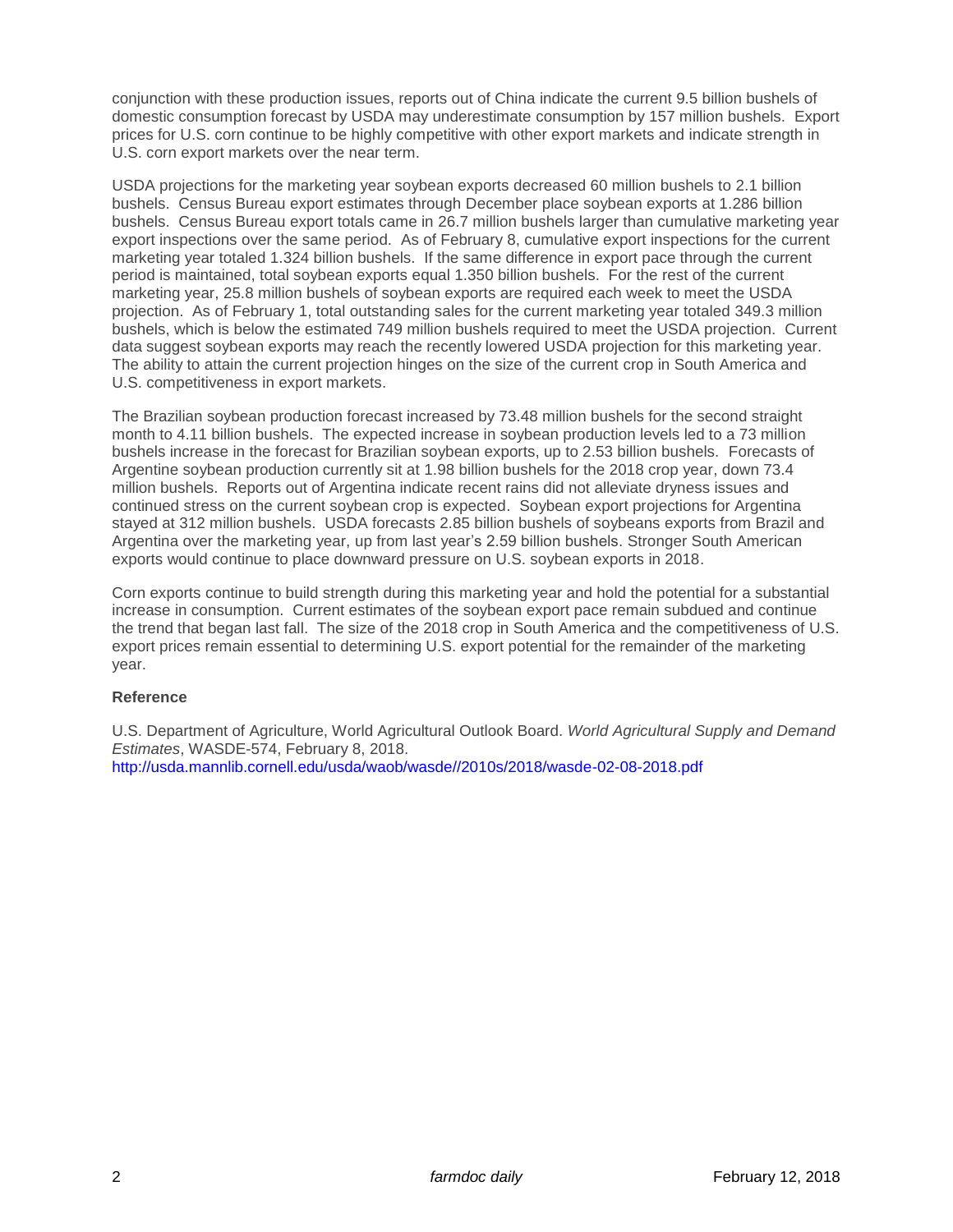conjunction with these production issues, reports out of China indicate the current 9.5 billion bushels of domestic consumption forecast by USDA may underestimate consumption by 157 million bushels. Export prices for U.S. corn continue to be highly competitive with other export markets and indicate strength in U.S. corn export markets over the near term.

USDA projections for the marketing year soybean exports decreased 60 million bushels to 2.1 billion bushels. Census Bureau export estimates through December place soybean exports at 1.286 billion bushels. Census Bureau export totals came in 26.7 million bushels larger than cumulative marketing year export inspections over the same period. As of February 8, cumulative export inspections for the current marketing year totaled 1.324 billion bushels. If the same difference in export pace through the current period is maintained, total soybean exports equal 1.350 billion bushels. For the rest of the current marketing year, 25.8 million bushels of soybean exports are required each week to meet the USDA projection. As of February 1, total outstanding sales for the current marketing year totaled 349.3 million bushels, which is below the estimated 749 million bushels required to meet the USDA projection. Current data suggest soybean exports may reach the recently lowered USDA projection for this marketing year. The ability to attain the current projection hinges on the size of the current crop in South America and U.S. competitiveness in export markets.

The Brazilian soybean production forecast increased by 73.48 million bushels for the second straight month to 4.11 billion bushels. The expected increase in soybean production levels led to a 73 million bushels increase in the forecast for Brazilian soybean exports, up to 2.53 billion bushels. Forecasts of Argentine soybean production currently sit at 1.98 billion bushels for the 2018 crop year, down 73.4 million bushels. Reports out of Argentina indicate recent rains did not alleviate dryness issues and continued stress on the current soybean crop is expected. Soybean export projections for Argentina stayed at 312 million bushels. USDA forecasts 2.85 billion bushels of soybeans exports from Brazil and Argentina over the marketing year, up from last year's 2.59 billion bushels. Stronger South American exports would continue to place downward pressure on U.S. soybean exports in 2018.

Corn exports continue to build strength during this marketing year and hold the potential for a substantial increase in consumption. Current estimates of the soybean export pace remain subdued and continue the trend that began last fall. The size of the 2018 crop in South America and the competitiveness of U.S. export prices remain essential to determining U.S. export potential for the remainder of the marketing year.

**Reference**

U.S. Department of Agriculture, World Agricultural Outlook Board. *World Agricultural Supply and Demand Estimates*, WASDE-574, February 8, 2018.
http://usda.mannlib.cornell.edu/usda/waob/wasde//2010s/2018/wasde-02-08-2018.pdf